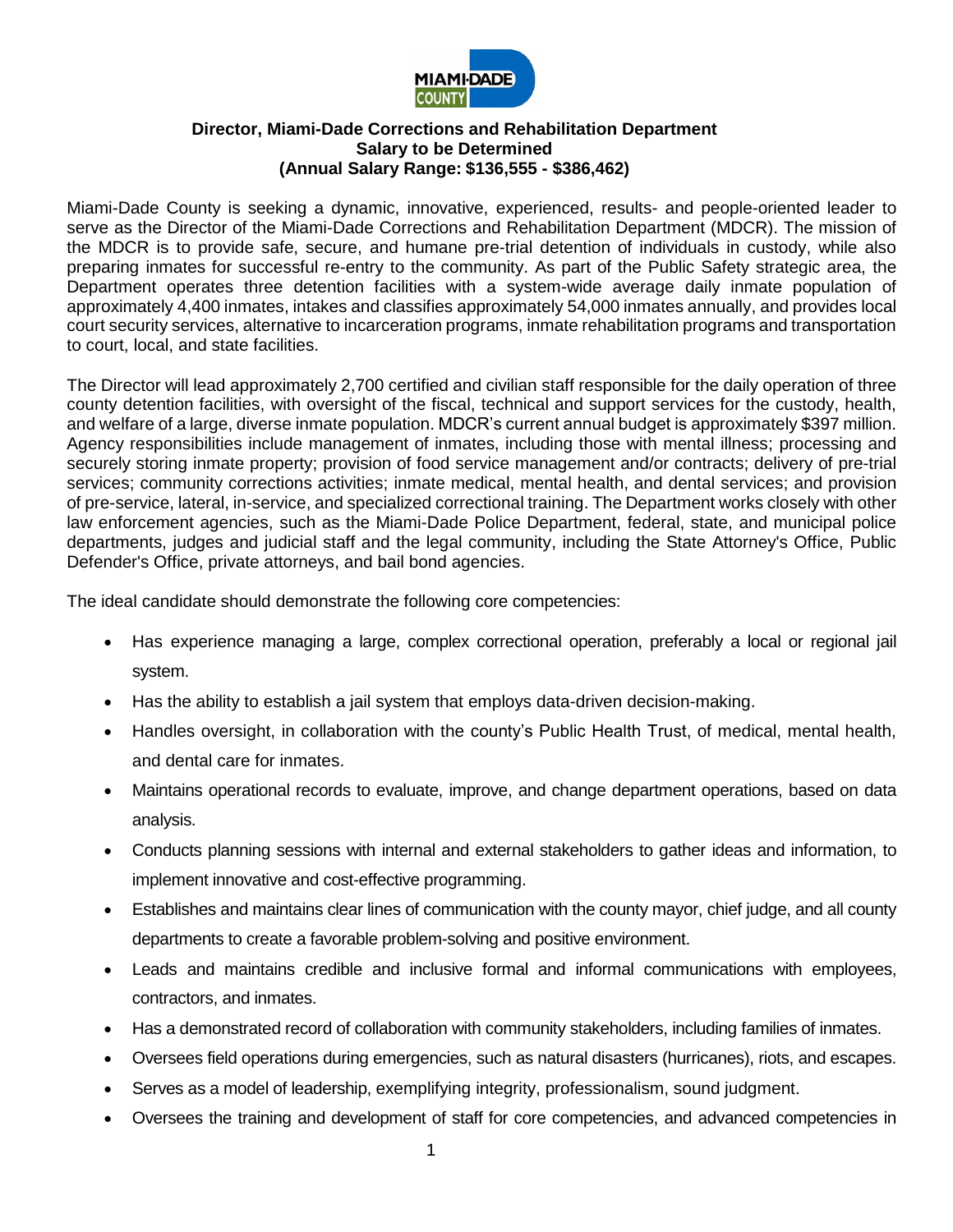**Director, Miami-Dade Corrections and Rehabilitation Department**
**Salary to be Determined**
**(Annual Salary Range: $136,555 - $386,462)**

Miami-Dade County is seeking a dynamic, innovative, experienced, results- and people-oriented leader to serve as the Director of the Miami-Dade Corrections and Rehabilitation Department (MDCR). The mission of the MDCR is to provide safe, secure, and humane pre-trial detention of individuals in custody, while also preparing inmates for successful re-entry to the community. As part of the Public Safety strategic area, the Department operates three detention facilities with a system-wide average daily inmate population of approximately 4,400 inmates, intakes and classifies approximately 54,000 inmates annually, and provides local court security services, alternative to incarceration programs, inmate rehabilitation programs and transportation to court, local, and state facilities.

The Director will lead approximately 2,700 certified and civilian staff responsible for the daily operation of three county detention facilities, with oversight of the fiscal, technical and support services for the custody, health, and welfare of a large, diverse inmate population. MDCR's current annual budget is approximately $397 million. Agency responsibilities include management of inmates, including those with mental illness; processing and securely storing inmate property; provision of food service management and/or contracts; delivery of pre-trial services; community corrections activities; inmate medical, mental health, and dental services; and provision of pre-service, lateral, in-service, and specialized correctional training. The Department works closely with other law enforcement agencies, such as the Miami-Dade Police Department, federal, state, and municipal police departments, judges and judicial staff and the legal community, including the State Attorney's Office, Public Defender's Office, private attorneys, and bail bond agencies.

The ideal candidate should demonstrate the following core competencies:

- Has experience managing a large, complex correctional operation, preferably a local or regional jail system.
- Has the ability to establish a jail system that employs data-driven decision-making.
- Handles oversight, in collaboration with the county's Public Health Trust, of medical, mental health, and dental care for inmates.
- Maintains operational records to evaluate, improve, and change department operations, based on data analysis.
- Conducts planning sessions with internal and external stakeholders to gather ideas and information, to implement innovative and cost-effective programming.
- Establishes and maintains clear lines of communication with the county mayor, chief judge, and all county departments to create a favorable problem-solving and positive environment.
- Leads and maintains credible and inclusive formal and informal communications with employees, contractors, and inmates.
- Has a demonstrated record of collaboration with community stakeholders, including families of inmates.
- Oversees field operations during emergencies, such as natural disasters (hurricanes), riots, and escapes.
- Serves as a model of leadership, exemplifying integrity, professionalism, sound judgment.
- Oversees the training and development of staff for core competencies, and advanced competencies in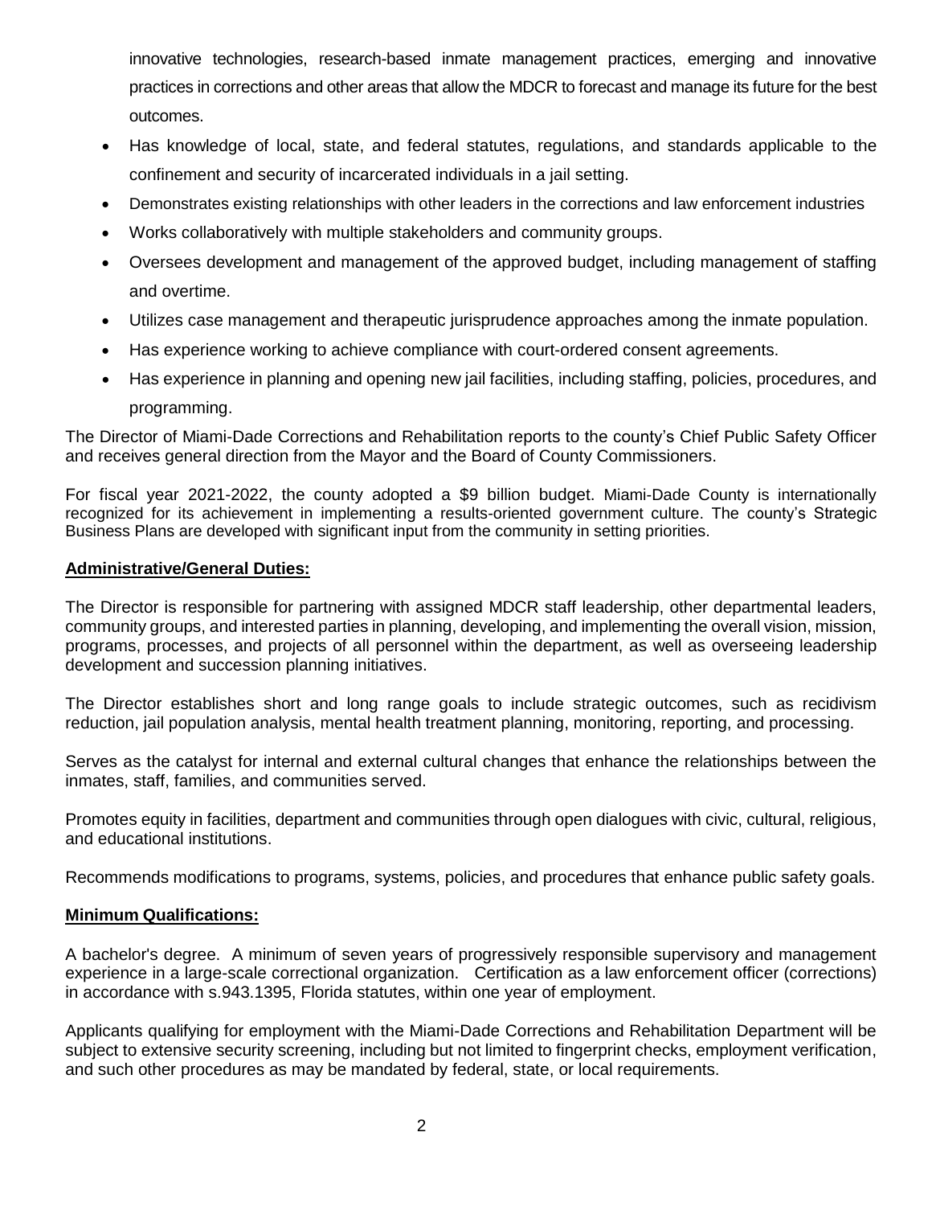innovative technologies, research-based inmate management practices, emerging and innovative practices in corrections and other areas that allow the MDCR to forecast and manage its future for the best outcomes.

- Has knowledge of local, state, and federal statutes, regulations, and standards applicable to the confinement and security of incarcerated individuals in a jail setting.
- Demonstrates existing relationships with other leaders in the corrections and law enforcement industries
- Works collaboratively with multiple stakeholders and community groups.
- Oversees development and management of the approved budget, including management of staffing and overtime.
- Utilizes case management and therapeutic jurisprudence approaches among the inmate population.
- Has experience working to achieve compliance with court-ordered consent agreements.
- Has experience in planning and opening new jail facilities, including staffing, policies, procedures, and programming.

The Director of Miami-Dade Corrections and Rehabilitation reports to the county's Chief Public Safety Officer and receives general direction from the Mayor and the Board of County Commissioners.

For fiscal year 2021-2022, the county adopted a $9 billion budget. Miami-Dade County is internationally recognized for its achievement in implementing a results-oriented government culture. The county's Strategic Business Plans are developed with significant input from the community in setting priorities.

**Administrative/General Duties:**

The Director is responsible for partnering with assigned MDCR staff leadership, other departmental leaders, community groups, and interested parties in planning, developing, and implementing the overall vision, mission, programs, processes, and projects of all personnel within the department, as well as overseeing leadership development and succession planning initiatives.

The Director establishes short and long range goals to include strategic outcomes, such as recidivism reduction, jail population analysis, mental health treatment planning, monitoring, reporting, and processing.

Serves as the catalyst for internal and external cultural changes that enhance the relationships between the inmates, staff, families, and communities served.

Promotes equity in facilities, department and communities through open dialogues with civic, cultural, religious, and educational institutions.

Recommends modifications to programs, systems, policies, and procedures that enhance public safety goals.

**Minimum Qualifications:**

A bachelor's degree. A minimum of seven years of progressively responsible supervisory and management experience in a large-scale correctional organization. Certification as a law enforcement officer (corrections) in accordance with s.943.1395, Florida statutes, within one year of employment.

Applicants qualifying for employment with the Miami-Dade Corrections and Rehabilitation Department will be subject to extensive security screening, including but not limited to fingerprint checks, employment verification, and such other procedures as may be mandated by federal, state, or local requirements.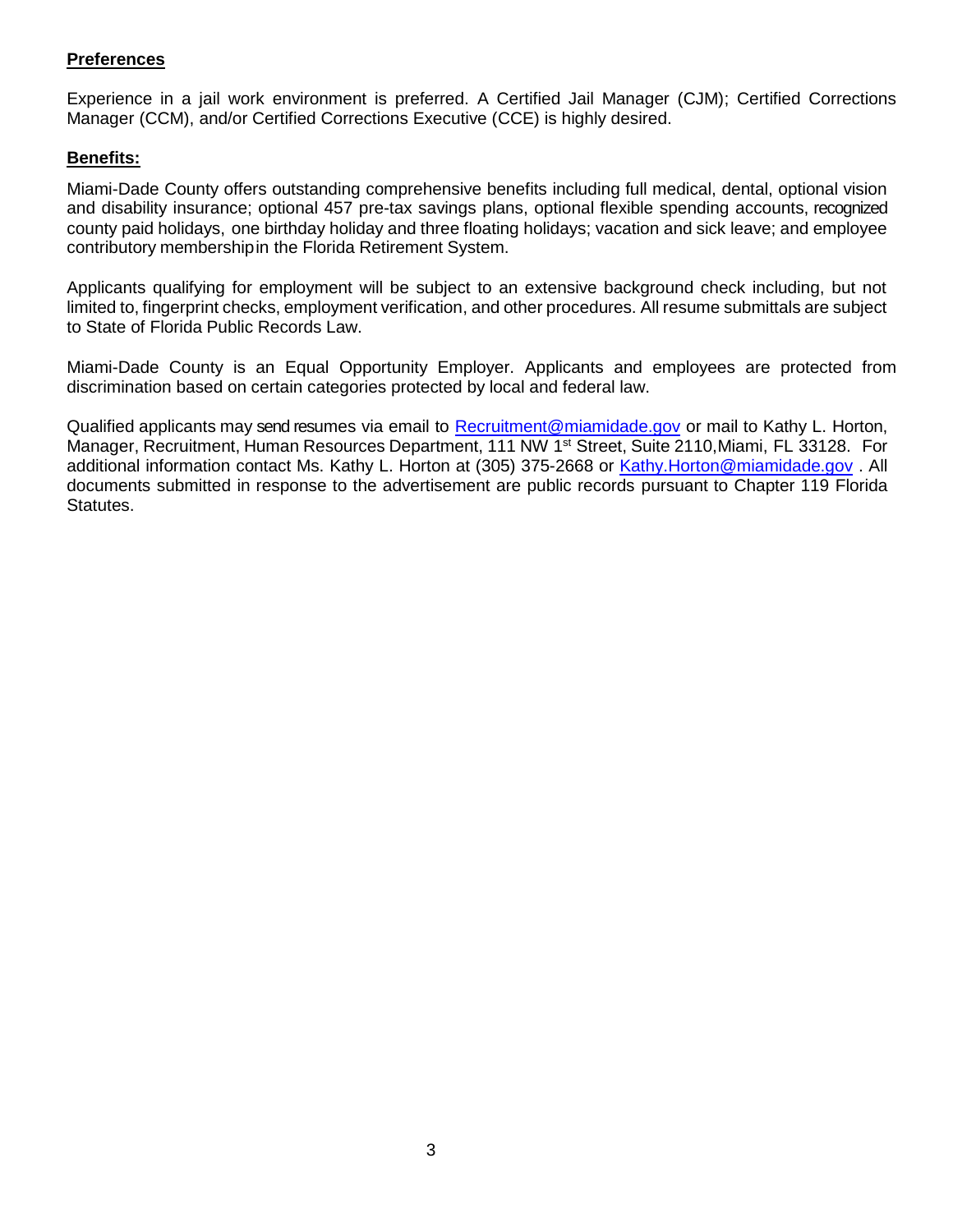**Preferences**

Experience in a jail work environment is preferred. A Certified Jail Manager (CJM); Certified Corrections Manager (CCM), and/or Certified Corrections Executive (CCE) is highly desired.

**Benefits:**

Miami-Dade County offers outstanding comprehensive benefits including full medical, dental, optional vision and disability insurance; optional 457 pre-tax savings plans, optional flexible spending accounts, recognized county paid holidays, one birthday holiday and three floating holidays; vacation and sick leave; and employee contributory membership in the Florida Retirement System.

Applicants qualifying for employment will be subject to an extensive background check including, but not limited to, fingerprint checks, employment verification, and other procedures. All resume submittals are subject to State of Florida Public Records Law.

Miami-Dade County is an Equal Opportunity Employer. Applicants and employees are protected from discrimination based on certain categories protected by local and federal law.

Qualified applicants may send resumes via email to Recruitment@miamidade.gov or mail to Kathy L. Horton, Manager, Recruitment, Human Resources Department, 111 NW 1st Street, Suite 2110, Miami, FL 33128. For additional information contact Ms. Kathy L. Horton at (305) 375-2668 or Kathy.Horton@miamidade.gov . All documents submitted in response to the advertisement are public records pursuant to Chapter 119 Florida Statutes.